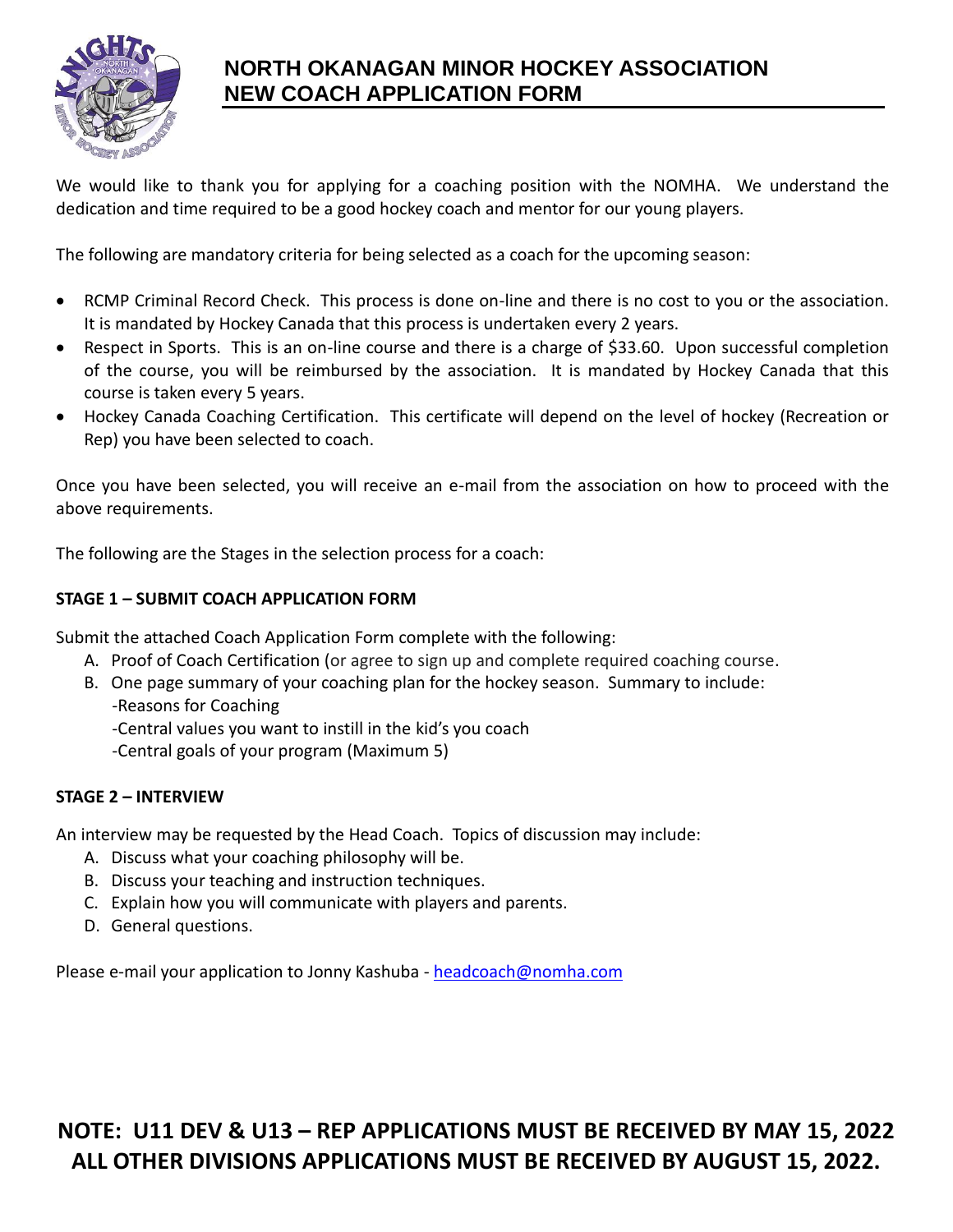# NORTH OKANAGAN MINOR HOCKEY ASSOCIATION
# NEW COACH APPLICATION FORM

We would like to thank you for applying for a coaching position with the NOMHA. We understand the dedication and time required to be a good hockey coach and mentor for our young players.

The following are mandatory criteria for being selected as a coach for the upcoming season:

- RCMP Criminal Record Check. This process is done on-line and there is no cost to you or the association. It is mandated by Hockey Canada that this process is undertaken every 2 years.
- Respect in Sports. This is an on-line course and there is a charge of $33.60. Upon successful completion of the course, you will be reimbursed by the association. It is mandated by Hockey Canada that this course is taken every 5 years.
- Hockey Canada Coaching Certification. This certificate will depend on the level of hockey (Recreation or Rep) you have been selected to coach.

Once you have been selected, you will receive an e-mail from the association on how to proceed with the above requirements.

The following are the Stages in the selection process for a coach:

**STAGE 1 – SUBMIT COACH APPLICATION FORM**

Submit the attached Coach Application Form complete with the following:

A. Proof of Coach Certification (or agree to sign up and complete required coaching course.
B. One page summary of your coaching plan for the hockey season. Summary to include:
   -Reasons for Coaching
   -Central values you want to instill in the kid's you coach
   -Central goals of your program (Maximum 5)

**STAGE 2 – INTERVIEW**

An interview may be requested by the Head Coach. Topics of discussion may include:

A. Discuss what your coaching philosophy will be.
B. Discuss your teaching and instruction techniques.
C. Explain how you will communicate with players and parents.
D. General questions.

Please e-mail your application to Jonny Kashuba - headcoach@nomha.com

**NOTE: U11 DEV & U13 – REP APPLICATIONS MUST BE RECEIVED BY MAY 15, 2022**
**ALL OTHER DIVISIONS APPLICATIONS MUST BE RECEIVED BY AUGUST 15, 2022.**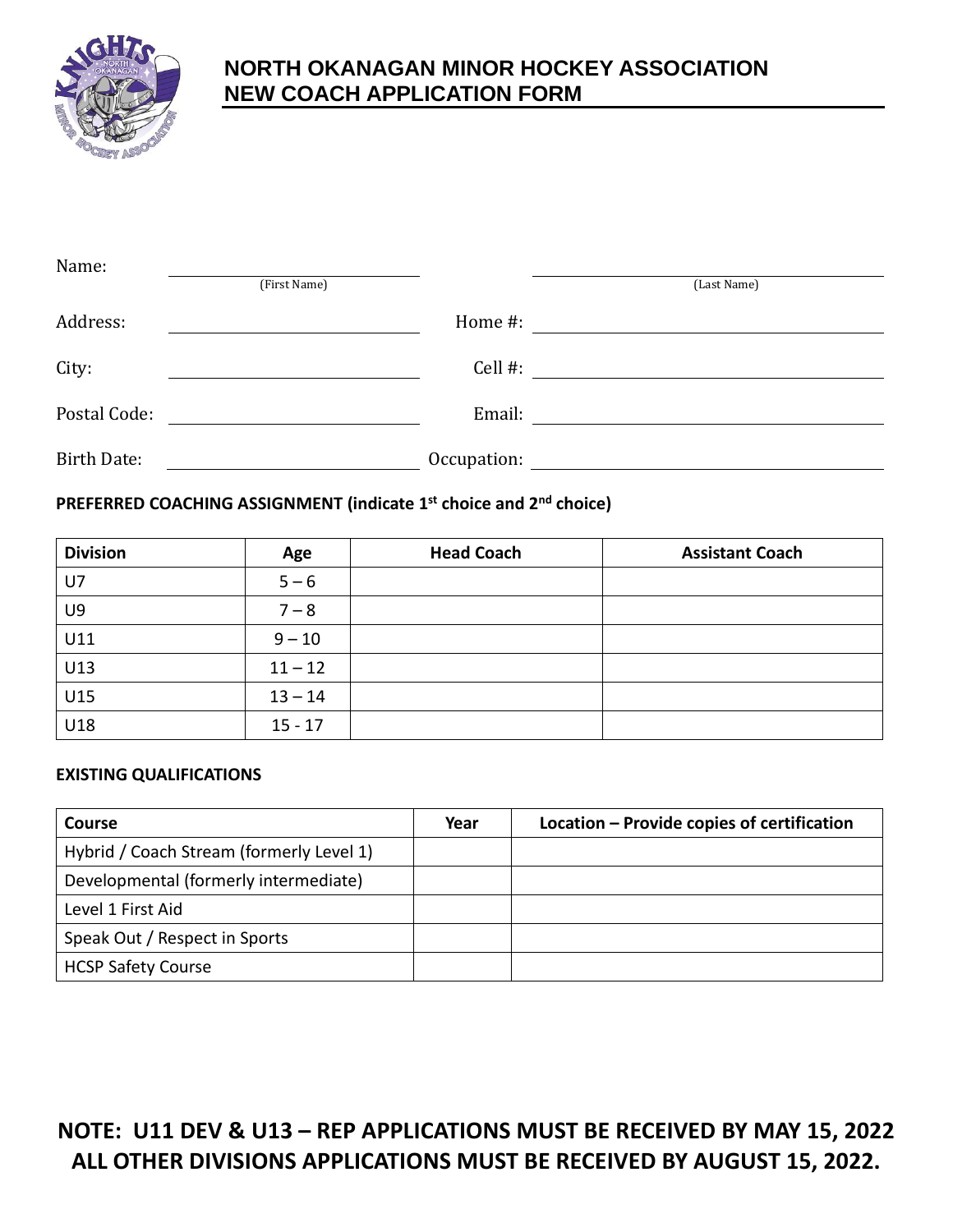# NORTH OKANAGAN MINOR HOCKEY ASSOCIATION
# NEW COACH APPLICATION FORM

Name: ______________________ (First Name) ______________________ (Last Name)

Address: ______________________ Home #: ______________________

City: ______________________ Cell #: ______________________

Postal Code: ______________________ Email: ______________________

Birth Date: ______________________ Occupation: ______________________

**PREFERRED COACHING ASSIGNMENT (indicate 1st choice and 2nd choice)**

| Division | Age | Head Coach | Assistant Coach |
|---|---|---|---|
| U7 | 5 – 6 | | |
| U9 | 7 – 8 | | |
| U11 | 9 – 10 | | |
| U13 | 11 – 12 | | |
| U15 | 13 – 14 | | |
| U18 | 15 - 17 | | |

**EXISTING QUALIFICATIONS**

| Course | Year | Location – Provide copies of certification |
|---|---|---|
| Hybrid / Coach Stream (formerly Level 1) | | |
| Developmental (formerly intermediate) | | |
| Level 1 First Aid | | |
| Speak Out / Respect in Sports | | |
| HCSP Safety Course | | |

**NOTE: U11 DEV & U13 – REP APPLICATIONS MUST BE RECEIVED BY MAY 15, 2022**
**ALL OTHER DIVISIONS APPLICATIONS MUST BE RECEIVED BY AUGUST 15, 2022.**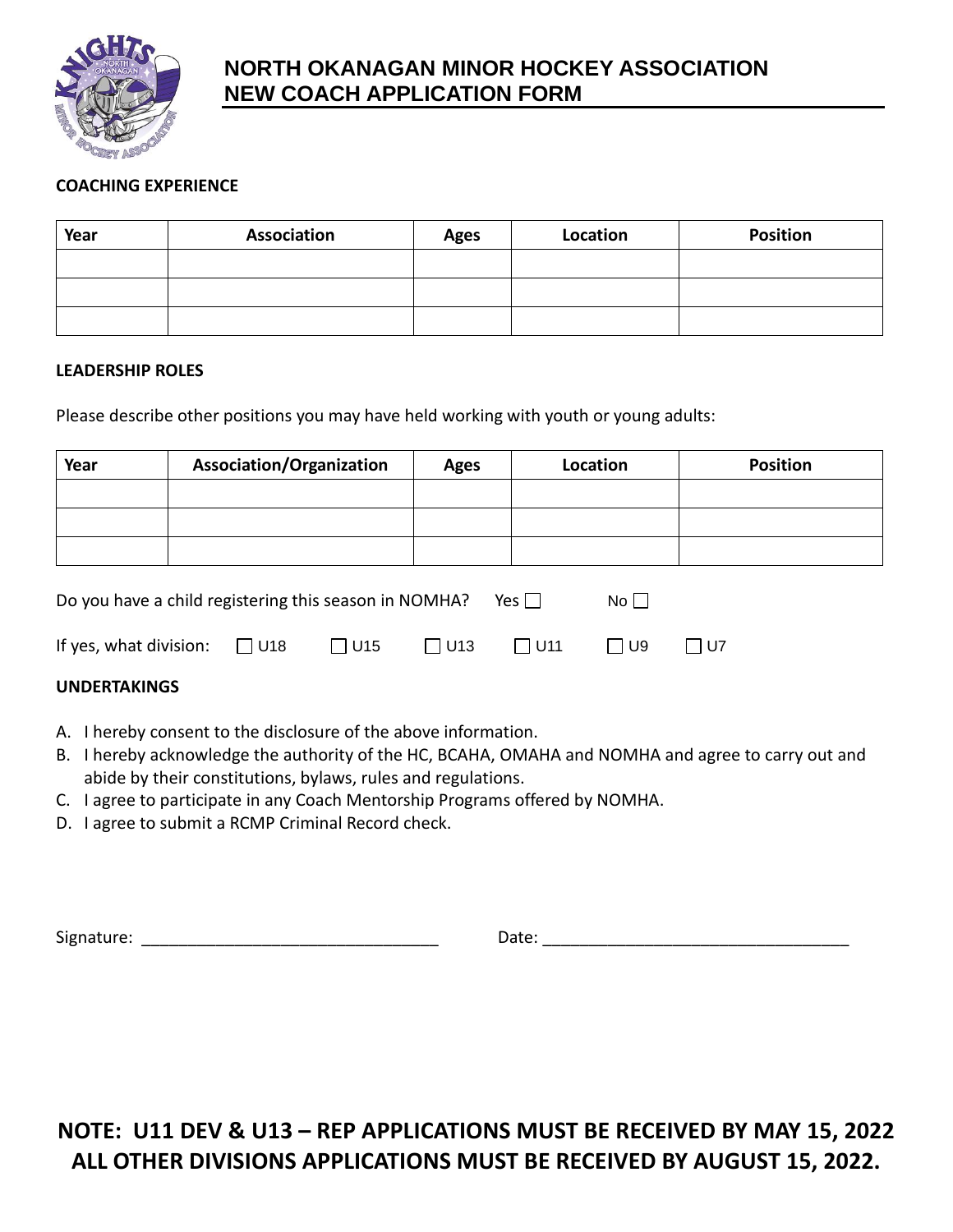# NORTH OKANAGAN MINOR HOCKEY ASSOCIATION
# NEW COACH APPLICATION FORM

**COACHING EXPERIENCE**

| Year | Association | Ages | Location | Position |
|---|---|---|---|---|
| | | | | |
| | | | | |
| | | | | |

**LEADERSHIP ROLES**

Please describe other positions you may have held working with youth or young adults:

| Year | Association/Organization | Ages | Location | Position |
|---|---|---|---|---|
| | | | | |
| | | | | |
| | | | | |

Do you have a child registering this season in NOMHA? Yes ☐ No ☐

If yes, what division: ☐ U18 ☐ U15 ☐ U13 ☐ U11 ☐ U9 ☐ U7

**UNDERTAKINGS**

A. I hereby consent to the disclosure of the above information.
B. I hereby acknowledge the authority of the HC, BCAHA, OMAHA and NOMHA and agree to carry out and abide by their constitutions, bylaws, rules and regulations.
C. I agree to participate in any Coach Mentorship Programs offered by NOMHA.
D. I agree to submit a RCMP Criminal Record check.

Signature: ________________________________ Date: _________________________________

**NOTE: U11 DEV & U13 – REP APPLICATIONS MUST BE RECEIVED BY MAY 15, 2022**
**ALL OTHER DIVISIONS APPLICATIONS MUST BE RECEIVED BY AUGUST 15, 2022.**